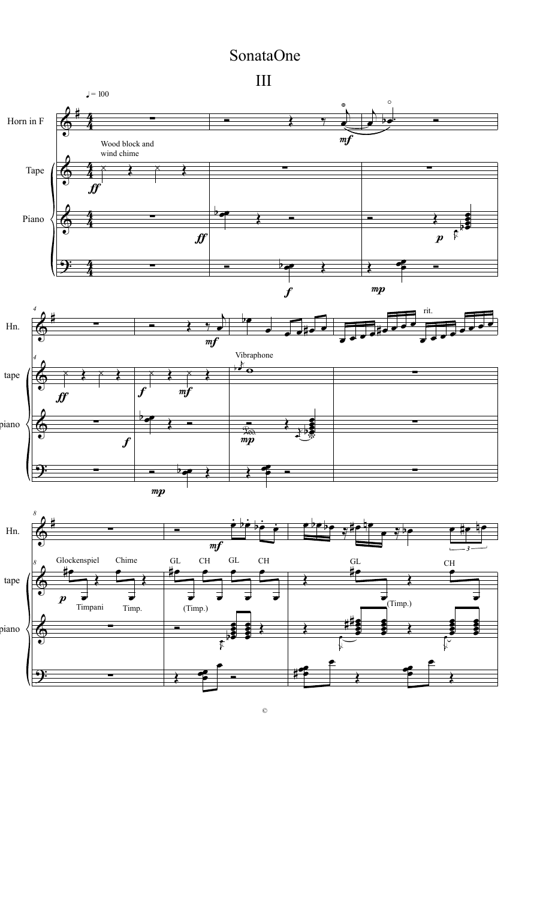# SonataOne

## III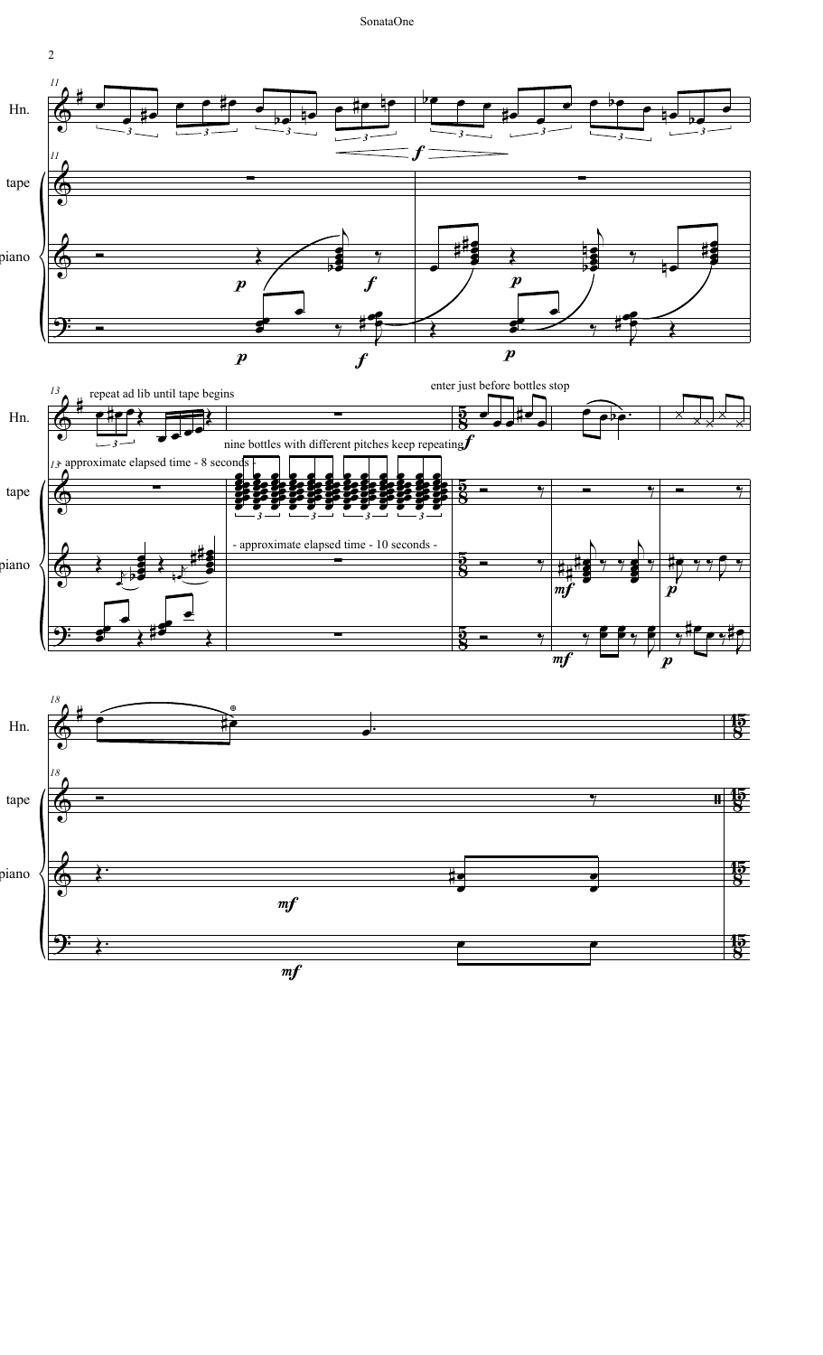Hn.

tape

piano

repeat ad lib until tape begins

enter just before bottles stop

nine bottles with different pitches keep repeating

approximate elapsed time - 8 seconds

- approximate elapsed time - 10 seconds -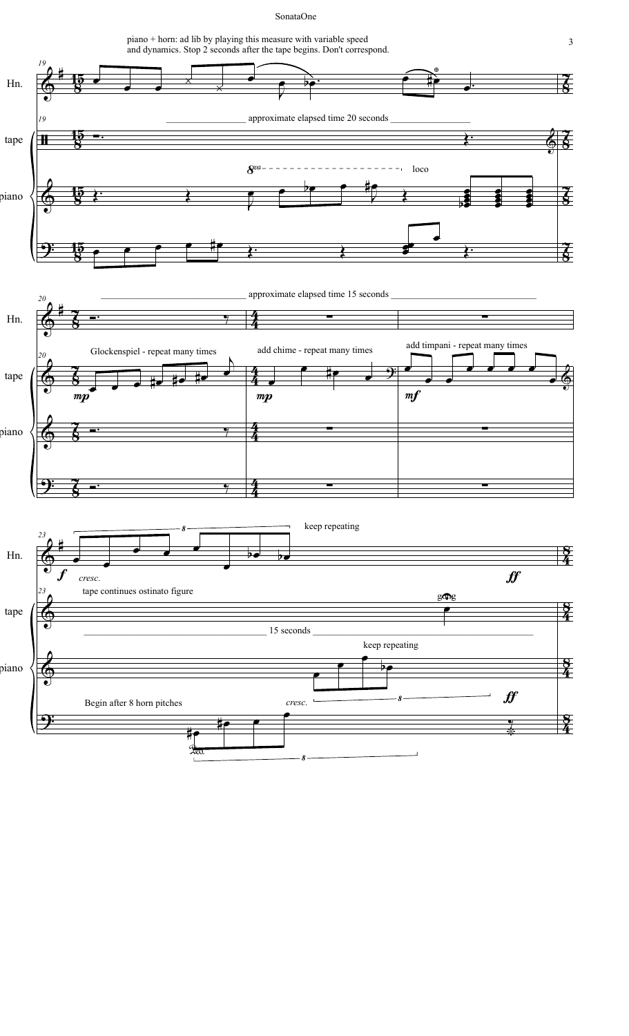piano + horn: ad lib by playing this measure with variable speed and dynamics. Stop 2 seconds after the tape begins. Don't correspond.

approximate elapsed time 20 seconds

approximate elapsed time 15 seconds

Glockenspiel - repeat many times

add chime - repeat many times

add timpani - repeat many times

keep repeating

tape continues ostinato figure

15 seconds

keep repeating

Begin after 8 horn pitches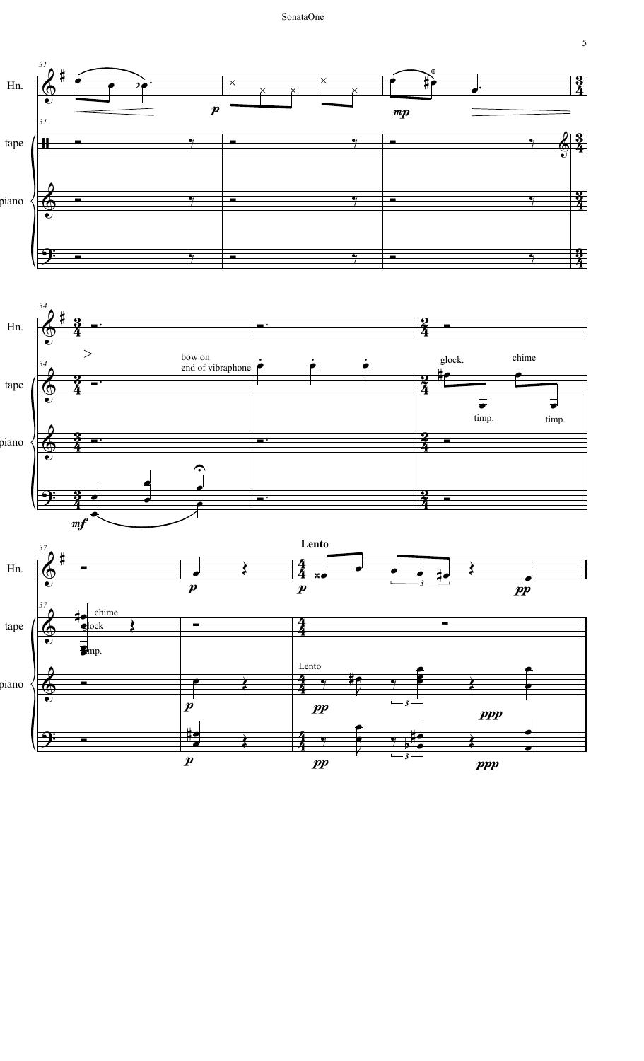Hn.

tape

piano

bow on
end of vibraphone

glock.

chime

timp.

timp.

chime

glock

timp.

**Lento**

Lento